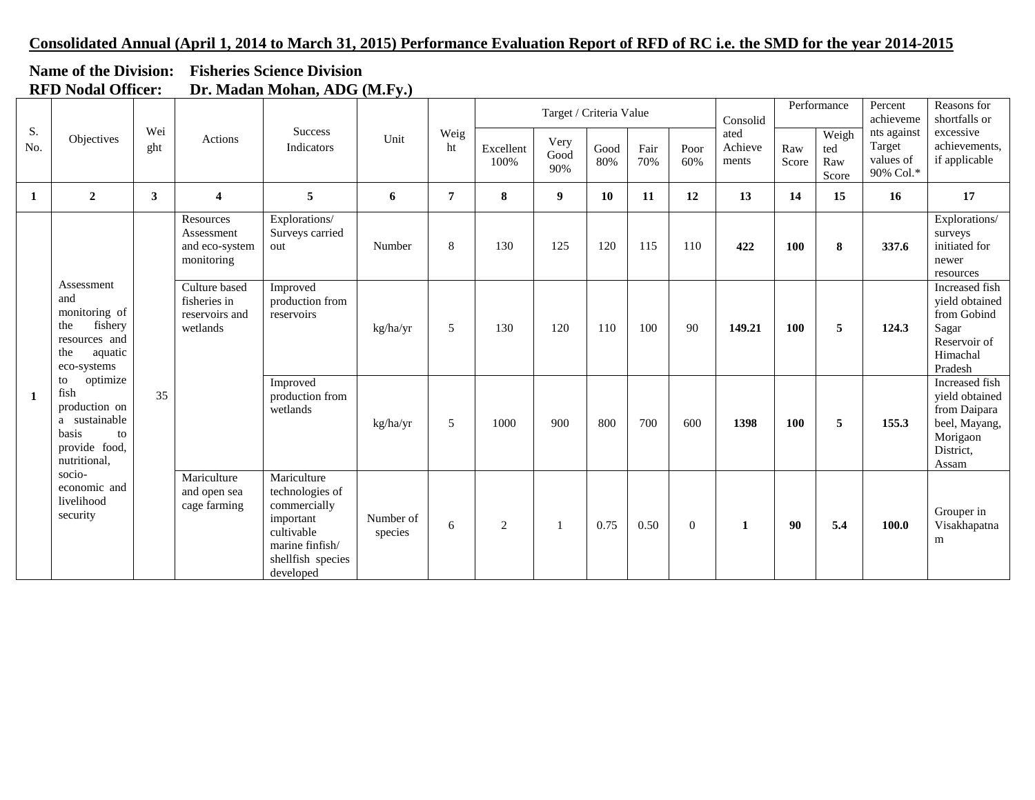**Consolidated Annual (April 1, 2014 to March 31, 2015) Performance Evaluation Report of RFD of RC i.e. the SMD for the year 2014-2015**

**Name of the Division: Fisheries Science Division**
**RFD Nodal Officer: Dr. Madan Mohan, ADG (M.Fy.)**

| S. No. | Objectives | Weight | Actions | Success Indicators | Unit | Weight | Target / Criteria Value | | | | | Consolidated Achievements | Performance | | Percent achievements against Target values of 90% Col.* | Reasons for shortfalls or excessive achievements, if applicable |
|---|---|---|---|---|---|---|---|---|---|---|---|---|---|---|---|---|
| | | | | | | | Excellent 100% | Very Good 90% | Good 80% | Fair 70% | Poor 60% | | Raw Score | Weighted Raw Score | | |
| **1** | **2** | **3** | **4** | **5** | **6** | **7** | **8** | **9** | **10** | **11** | **12** | **13** | **14** | **15** | **16** | **17** |
| 1 | Assessment and monitoring of the fishery resources and the aquatic eco-systems to optimize fish production on a sustainable basis to provide food, nutritional, socio-economic and livelihood security | 35 | Resources Assessment and eco-system monitoring | Explorations/ Surveys carried out | Number | 8 | 130 | 125 | 120 | 115 | 110 | **422** | **100** | **8** | **337.6** | Explorations/ surveys initiated for newer resources |
| | | | Culture based fisheries in reservoirs and wetlands | Improved production from reservoirs | kg/ha/yr | 5 | 130 | 120 | 110 | 100 | 90 | **149.21** | **100** | **5** | **124.3** | Increased fish yield obtained from Gobind Sagar Reservoir of Himachal Pradesh |
| | | | | Improved production from wetlands | kg/ha/yr | 5 | 1000 | 900 | 800 | 700 | 600 | **1398** | **100** | **5** | **155.3** | Increased fish yield obtained from Daipara beel, Mayang, Morigaon District, Assam |
| | | | Mariculture and open sea cage farming | Mariculture technologies of commercially important cultivable marine finfish/ shellfish species developed | Number of species | 6 | 2 | 1 | 0.75 | 0.50 | 0 | **1** | **90** | **5.4** | **100.0** | Grouper in Visakhapatnam |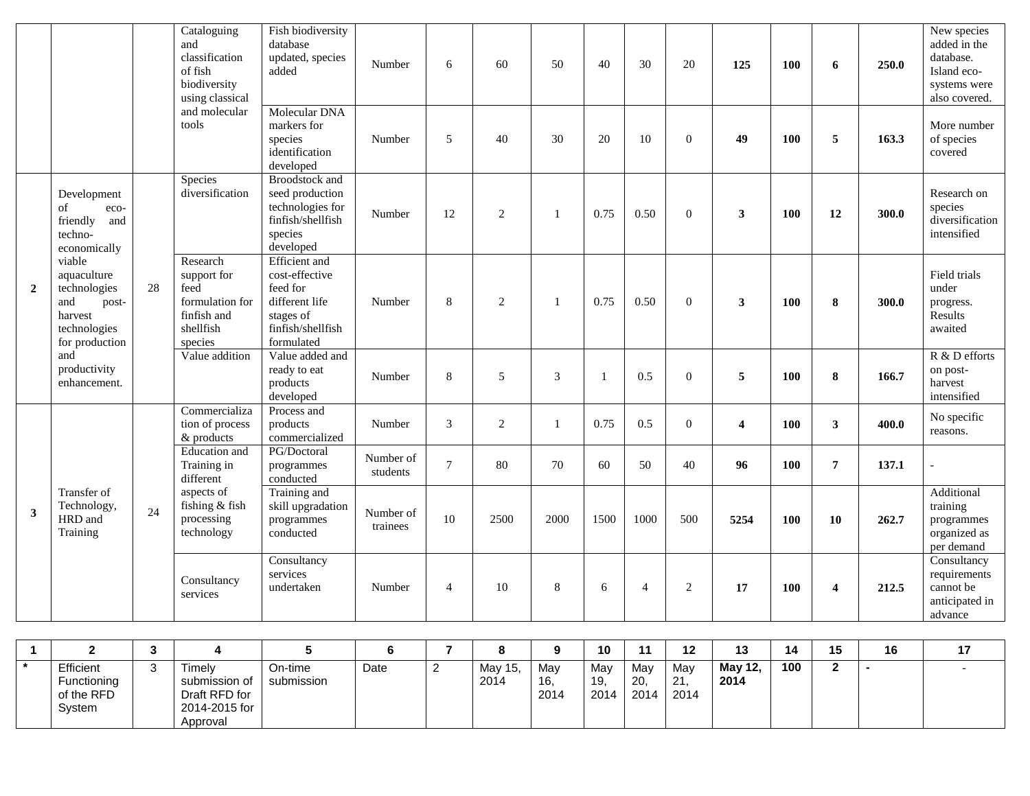| | | | Cataloguing and classification of fish biodiversity using classical and molecular tools | Fish biodiversity database updated, species added | Number | 6 | 60 | 50 | 40 | 30 | 20 | **125** | **100** | **6** | **250.0** | New species added in the database. Island eco-systems were also covered. |
|---|---|---|---|---|---|---|---|---|---|---|---|---|---|---|---|---|
| | | | | Molecular DNA markers for species identification developed | Number | 5 | 40 | 30 | 20 | 10 | 0 | **49** | **100** | **5** | **163.3** | More number of species covered |
| **2** | Development of eco-friendly and techno-economically viable aquaculture technologies and post-harvest technologies for production and productivity enhancement. | 28 | Species diversification | Broodstock and seed production technologies for finfish/shellfish species developed | Number | 12 | 2 | 1 | 0.75 | 0.50 | 0 | **3** | **100** | **12** | **300.0** | Research on species diversification intensified |
| | | | Research support for feed formulation for finfish and shellfish species | Efficient and cost-effective feed for different life stages of finfish/shellfish formulated | Number | 8 | 2 | 1 | 0.75 | 0.50 | 0 | **3** | **100** | **8** | **300.0** | Field trials under progress. Results awaited |
| | | | Value addition | Value added and ready to eat products developed | Number | 8 | 5 | 3 | 1 | 0.5 | 0 | **5** | **100** | **8** | **166.7** | R & D efforts on post-harvest intensified |
| **3** | Transfer of Technology, HRD and Training | 24 | Commercialization of process & products | Process and products commercialized | Number | 3 | 2 | 1 | 0.75 | 0.5 | 0 | **4** | **100** | **3** | **400.0** | No specific reasons. |
| | | | Education and Training in different aspects of fishing & fish processing technology | PG/Doctoral programmes conducted | Number of students | 7 | 80 | 70 | 60 | 50 | 40 | **96** | **100** | **7** | **137.1** | - |
| | | | | Training and skill upgradation programmes conducted | Number of trainees | 10 | 2500 | 2000 | 1500 | 1000 | 500 | **5254** | **100** | **10** | **262.7** | Additional training programmes organized as per demand |
| | | | Consultancy services | Consultancy services undertaken | Number | 4 | 10 | 8 | 6 | 4 | 2 | **17** | **100** | **4** | **212.5** | Consultancy requirements cannot be anticipated in advance |

| 1 | 2 | 3 | 4 | 5 | 6 | 7 | 8 | 9 | 10 | 11 | 12 | 13 | 14 | 15 | 16 | 17 |
|---|---|---|---|---|---|---|---|---|---|---|---|---|---|---|---|---|
| * | Efficient Functioning of the RFD System | 3 | Timely submission of Draft RFD for 2014-2015 for Approval | On-time submission | Date | 2 | May 15, 2014 | May 16, 2014 | May 19, 2014 | May 20, 2014 | May 21, 2014 | **May 12, 2014** | **100** | **2** | **-** | - |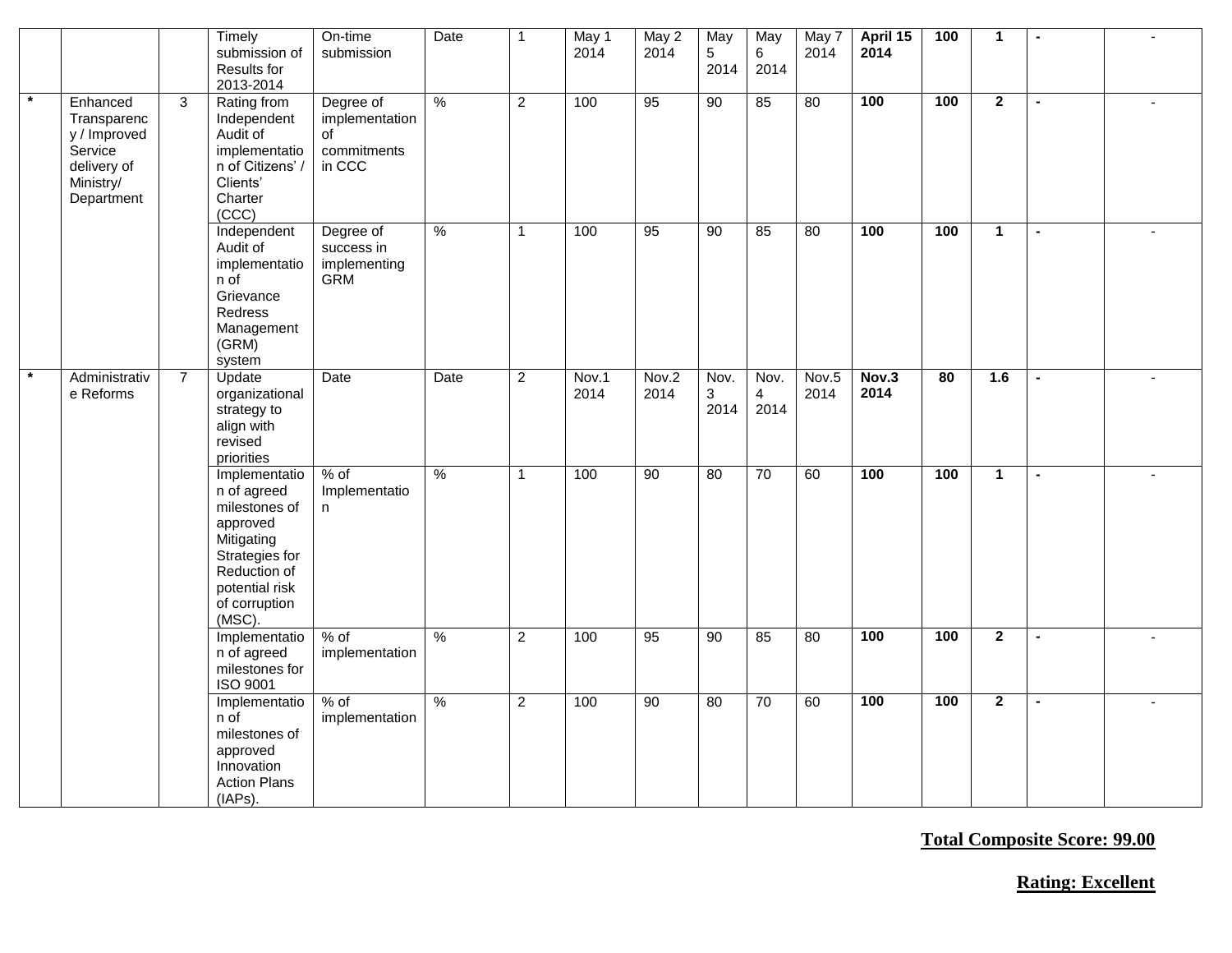| | | | | | | | | | | | | | | | |
|---|---|---|---|---|---|---|---|---|---|---|---|---|---|---|---|
| | | | Timely submission of Results for 2013-2014 | On-time submission | Date | 1 | May 1 2014 | May 2 2014 | May 5 2014 | May 6 2014 | May 7 2014 | **April 15 2014** | **100** | **1** | **-** | - |
| * | Enhanced Transparency / Improved Service delivery of Ministry/ Department | 3 | Rating from Independent Audit of implementation of Citizens' / Clients' Charter (CCC) | Degree of implementation of commitments in CCC | % | 2 | 100 | 95 | 90 | 85 | 80 | **100** | **100** | **2** | **-** | - |
| | | | Independent Audit of implementation of Grievance Redress Management (GRM) system | Degree of success in implementing GRM | % | 1 | 100 | 95 | 90 | 85 | 80 | **100** | **100** | **1** | **-** | - |
| * | Administrative Reforms | 7 | Update organizational strategy to align with revised priorities | Date | Date | 2 | Nov.1 2014 | Nov.2 2014 | Nov. 3 2014 | Nov. 4 2014 | Nov.5 2014 | **Nov.3 2014** | **80** | **1.6** | **-** | - |
| | | | Implementation of agreed milestones of approved Mitigating Strategies for Reduction of potential risk of corruption (MSC). | % of Implementation | % | 1 | 100 | 90 | 80 | 70 | 60 | **100** | **100** | **1** | **-** | - |
| | | | Implementation of agreed milestones for ISO 9001 | % of implementation | % | 2 | 100 | 95 | 90 | 85 | 80 | **100** | **100** | **2** | **-** | - |
| | | | Implementation of milestones of approved Innovation Action Plans (IAPs). | % of implementation | % | 2 | 100 | 90 | 80 | 70 | 60 | **100** | **100** | **2** | **-** | - |

**Total Composite Score: 99.00**

**Rating: Excellent**